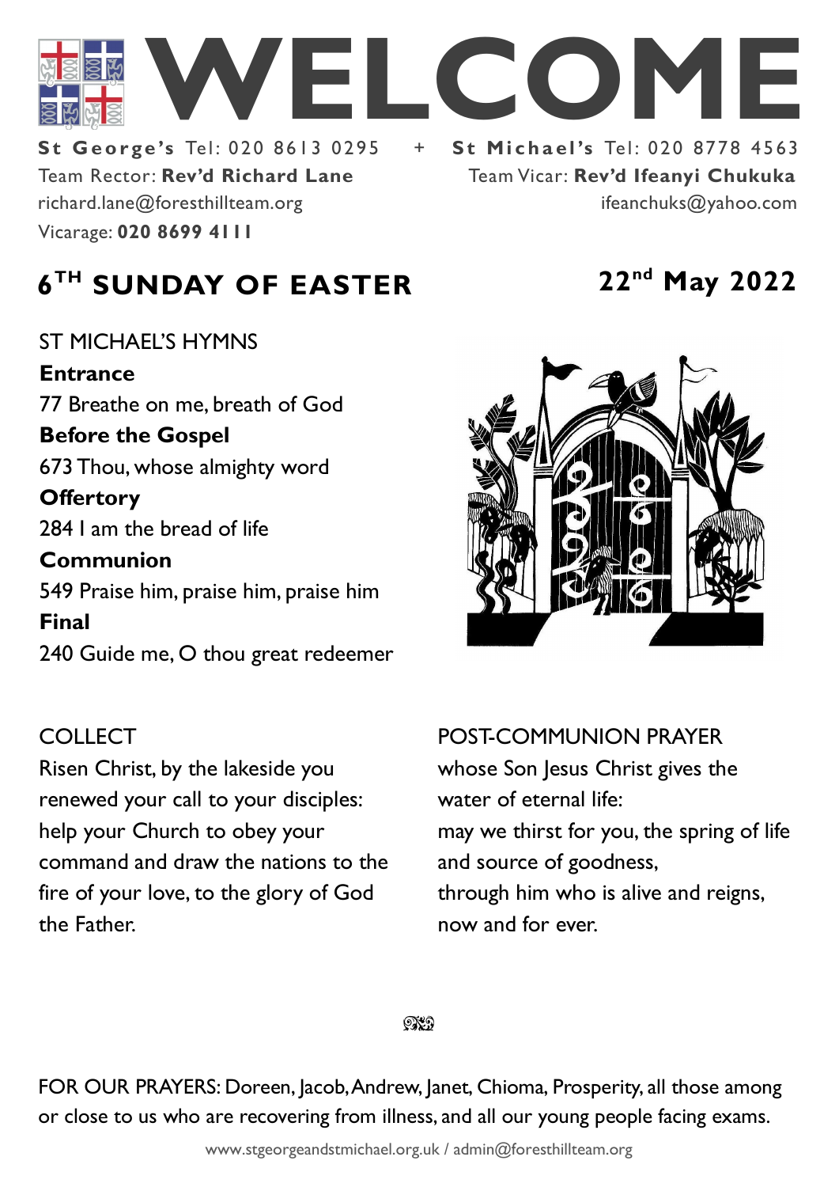# WELCOME

**St George's** Tel: 020 8613 0295 + **St Michael's** Tel: 020 8778 4563

Team Rector: **Rev'd Richard Lane**
richard.lane@foresthillteam.org
Vicarage: **020 8699 4111**

Team Vicar: **Rev'd Ifeanyi Chukuka**
ifeanchuks@yahoo.com

## 6TH SUNDAY OF EASTER

**22nd May 2022**

ST MICHAEL'S HYMNS

**Entrance**
77 Breathe on me, breath of God

**Before the Gospel**
673 Thou, whose almighty word

**Offertory**
284 I am the bread of life

**Communion**
549 Praise him, praise him, praise him

**Final**
240 Guide me, O thou great redeemer

COLLECT
Risen Christ, by the lakeside you renewed your call to your disciples: help your Church to obey your command and draw the nations to the fire of your love, to the glory of God the Father.

POST-COMMUNION PRAYER
whose Son Jesus Christ gives the water of eternal life:
may we thirst for you, the spring of life and source of goodness,
through him who is alive and reigns,
now and for ever.

FOR OUR PRAYERS: Doreen, Jacob, Andrew, Janet, Chioma, Prosperity, all those among or close to us who are recovering from illness, and all our young people facing exams.

www.stgeorgeandstmichael.org.uk / admin@foresthillteam.org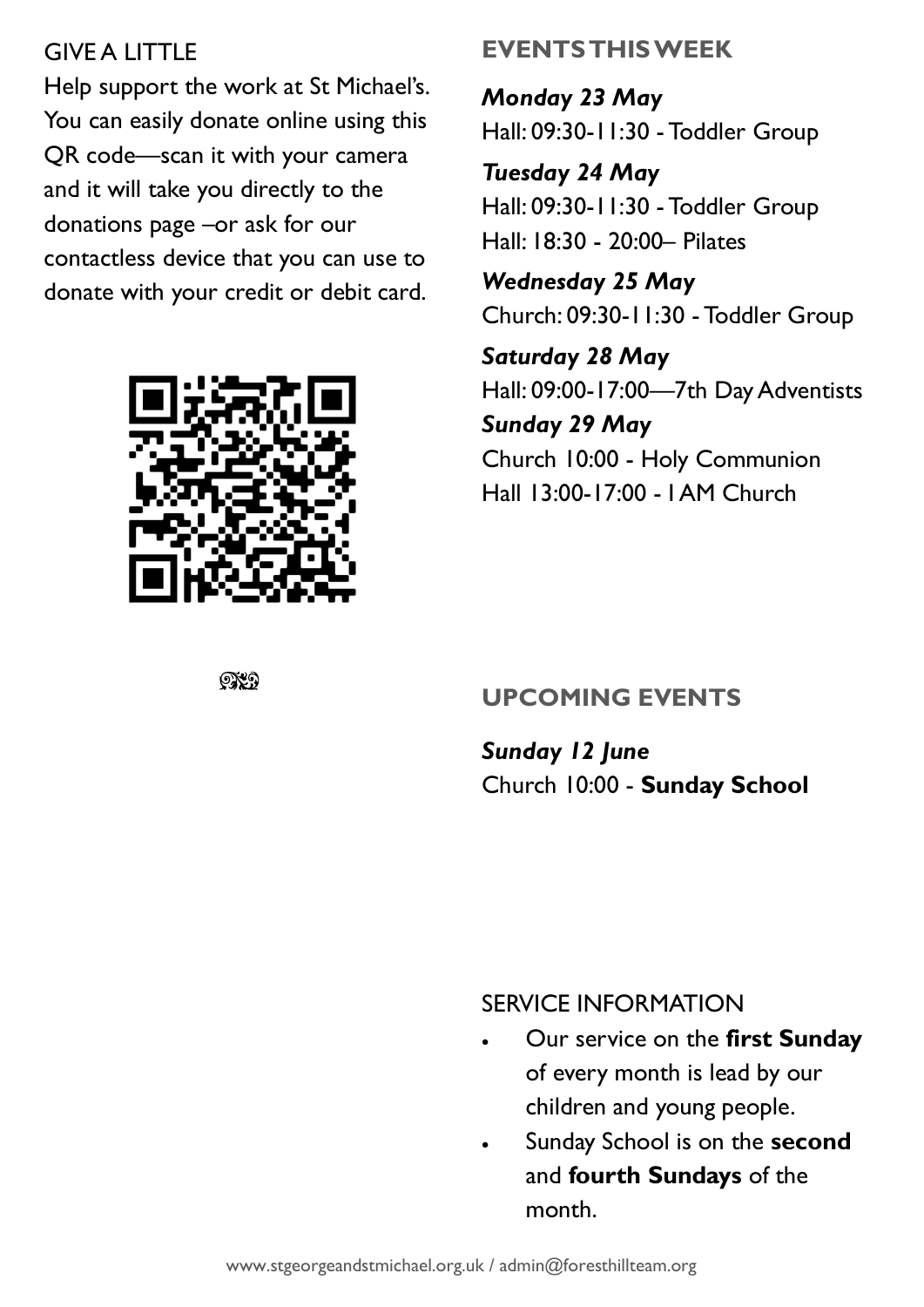## GIVE A LITTLE

Help support the work at St Michael's. You can easily donate online using this QR code—scan it with your camera and it will take you directly to the donations page –or ask for our contactless device that you can use to donate with your credit or debit card.

## EVENTS THIS WEEK

***Monday 23 May***
Hall: 09:30-11:30 - Toddler Group

***Tuesday 24 May***
Hall: 09:30-11:30 - Toddler Group
Hall: 18:30 - 20:00– Pilates

***Wednesday 25 May***
Church: 09:30-11:30 - Toddler Group

***Saturday 28 May***
Hall: 09:00-17:00—7th Day Adventists

***Sunday 29 May***
Church 10:00 - Holy Communion
Hall 13:00-17:00 - I AM Church

## UPCOMING EVENTS

***Sunday 12 June***
Church 10:00 - **Sunday School**

## SERVICE INFORMATION

- Our service on the **first Sunday** of every month is lead by our children and young people.
- Sunday School is on the **second** and **fourth Sundays** of the month.

www.stgeorgeandstmichael.org.uk / admin@foresthillteam.org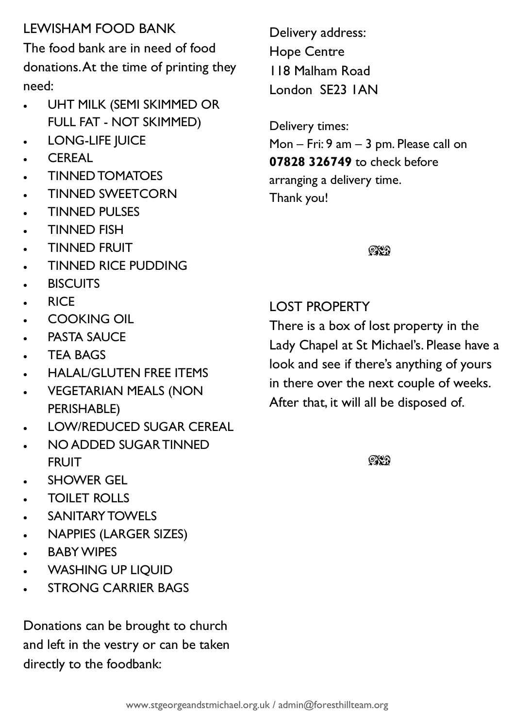## LEWISHAM FOOD BANK

The food bank are in need of food donations. At the time of printing they need:

- UHT MILK (SEMI SKIMMED OR FULL FAT - NOT SKIMMED)
- LONG-LIFE JUICE
- CEREAL
- TINNED TOMATOES
- TINNED SWEETCORN
- TINNED PULSES
- TINNED FISH
- TINNED FRUIT
- TINNED RICE PUDDING
- BISCUITS
- RICE
- COOKING OIL
- PASTA SAUCE
- TEA BAGS
- HALAL/GLUTEN FREE ITEMS
- VEGETARIAN MEALS (NON PERISHABLE)
- LOW/REDUCED SUGAR CEREAL
- NO ADDED SUGAR TINNED FRUIT
- SHOWER GEL
- TOILET ROLLS
- SANITARY TOWELS
- NAPPIES (LARGER SIZES)
- BABY WIPES
- WASHING UP LIQUID
- STRONG CARRIER BAGS

Donations can be brought to church and left in the vestry or can be taken directly to the foodbank:

Delivery address:
Hope Centre
118 Malham Road
London SE23 1AN

Delivery times:
Mon – Fri: 9 am – 3 pm. Please call on **07828 326749** to check before arranging a delivery time.
Thank you!

## LOST PROPERTY

There is a box of lost property in the Lady Chapel at St Michael's. Please have a look and see if there's anything of yours in there over the next couple of weeks. After that, it will all be disposed of.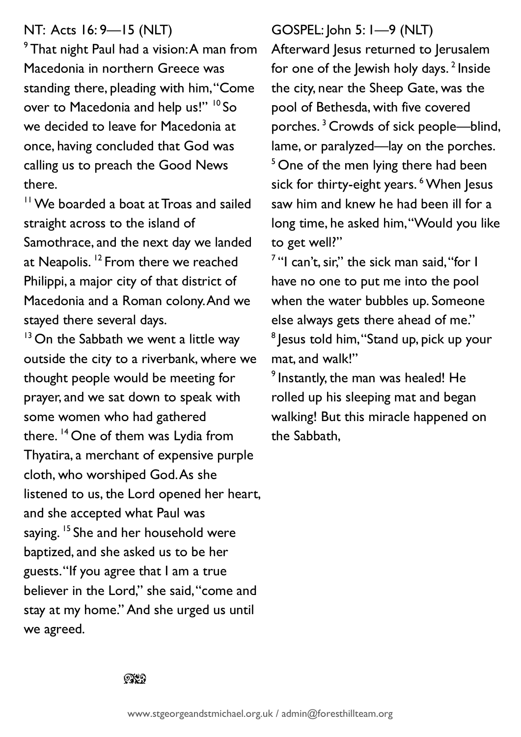NT: Acts 16: 9—15 (NLT)

[9] That night Paul had a vision: A man from Macedonia in northern Greece was standing there, pleading with him, "Come over to Macedonia and help us!" [10] So we decided to leave for Macedonia at once, having concluded that God was calling us to preach the Good News there.

[11] We boarded a boat at Troas and sailed straight across to the island of Samothrace, and the next day we landed at Neapolis. [12] From there we reached Philippi, a major city of that district of Macedonia and a Roman colony. And we stayed there several days.

[13] On the Sabbath we went a little way outside the city to a riverbank, where we thought people would be meeting for prayer, and we sat down to speak with some women who had gathered there. [14] One of them was Lydia from Thyatira, a merchant of expensive purple cloth, who worshiped God. As she listened to us, the Lord opened her heart, and she accepted what Paul was saying. [15] She and her household were baptized, and she asked us to be her guests. "If you agree that I am a true believer in the Lord," she said, "come and stay at my home." And she urged us until we agreed.

GOSPEL: John 5: 1—9 (NLT)

Afterward Jesus returned to Jerusalem for one of the Jewish holy days. [2] Inside the city, near the Sheep Gate, was the pool of Bethesda, with five covered porches. [3] Crowds of sick people—blind, lame, or paralyzed—lay on the porches. [5] One of the men lying there had been sick for thirty-eight years. [6] When Jesus saw him and knew he had been ill for a long time, he asked him, "Would you like to get well?"

[7] "I can't, sir," the sick man said, "for I have no one to put me into the pool when the water bubbles up. Someone else always gets there ahead of me."

[8] Jesus told him, "Stand up, pick up your mat, and walk!"

[9] Instantly, the man was healed! He rolled up his sleeping mat and began walking! But this miracle happened on the Sabbath,

www.stgeorgeandstmichael.org.uk / admin@foresthillteam.org